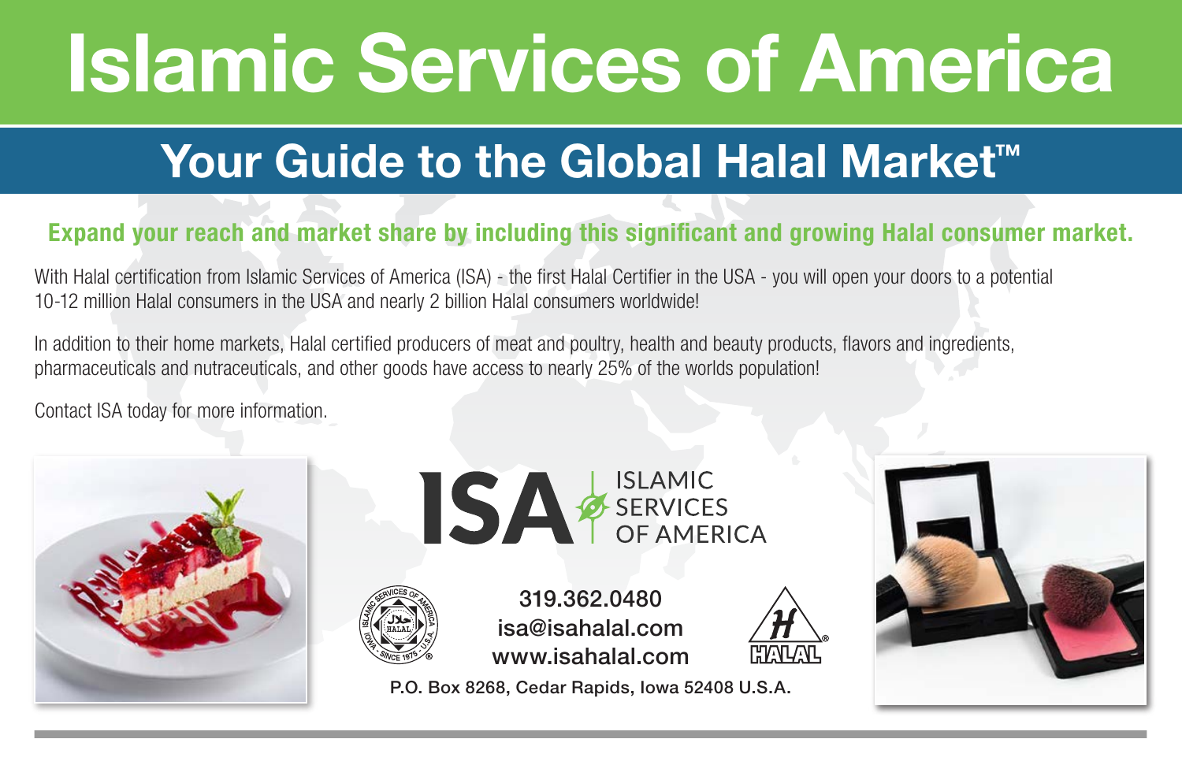# Islamic Services of America

## Your Guide to the Global Halal Market™

**Expand your reach and market share by including this significant and growing Halal consumer market.**

With Halal certification from Islamic Services of America (ISA) - the first Halal Certifier in the USA - you will open your doors to a potential 10-12 million Halal consumers in the USA and nearly 2 billion Halal consumers worldwide!

In addition to their home markets, Halal certified producers of meat and poultry, health and beauty products, flavors and ingredients, pharmaceuticals and nutraceuticals, and other goods have access to nearly 25% of the worlds population!

Contact ISA today for more information.

ISA ISLAMIC SERVICES OF AMERICA

319.362.0480
isa@isahalal.com
www.isahalal.com

P.O. Box 8268, Cedar Rapids, Iowa 52408 U.S.A.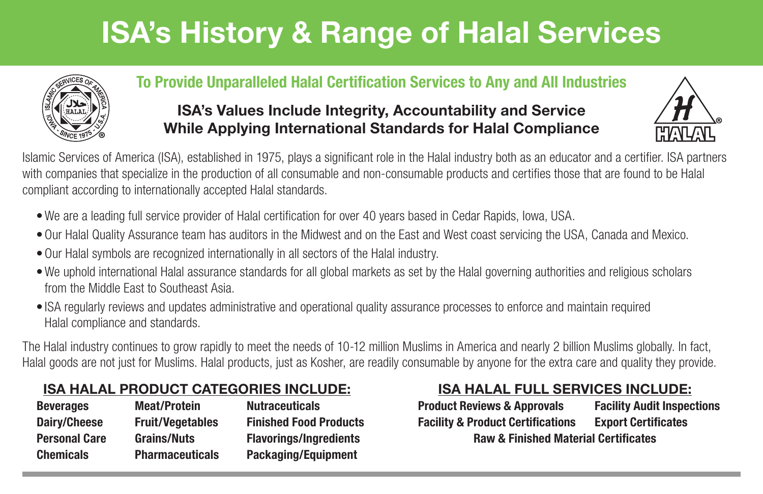# ISA's History & Range of Halal Services

## To Provide Unparalleled Halal Certification Services to Any and All Industries

### ISA's Values Include Integrity, Accountability and Service While Applying International Standards for Halal Compliance

Islamic Services of America (ISA), established in 1975, plays a significant role in the Halal industry both as an educator and a certifier. ISA partners with companies that specialize in the production of all consumable and non-consumable products and certifies those that are found to be Halal compliant according to internationally accepted Halal standards.

- We are a leading full service provider of Halal certification for over 40 years based in Cedar Rapids, Iowa, USA.
- Our Halal Quality Assurance team has auditors in the Midwest and on the East and West coast servicing the USA, Canada and Mexico.
- Our Halal symbols are recognized internationally in all sectors of the Halal industry.
- We uphold international Halal assurance standards for all global markets as set by the Halal governing authorities and religious scholars from the Middle East to Southeast Asia.
- ISA regularly reviews and updates administrative and operational quality assurance processes to enforce and maintain required Halal compliance and standards.

The Halal industry continues to grow rapidly to meet the needs of 10-12 million Muslims in America and nearly 2 billion Muslims globally. In fact, Halal goods are not just for Muslims. Halal products, just as Kosher, are readily consumable by anyone for the extra care and quality they provide.

### ISA HALAL PRODUCT CATEGORIES INCLUDE:

- **Beverages**
- **Dairy/Cheese**
- **Personal Care**
- **Chemicals**
- **Meat/Protein**
- **Fruit/Vegetables**
- **Grains/Nuts**
- **Pharmaceuticals**
- **Nutraceuticals**
- **Finished Food Products**
- **Flavorings/Ingredients**
- **Packaging/Equipment**

### ISA HALAL FULL SERVICES INCLUDE:

- **Product Reviews & Approvals**
- **Facility & Product Certifications**
- **Facility Audit Inspections**
- **Export Certificates**
- **Raw & Finished Material Certificates**